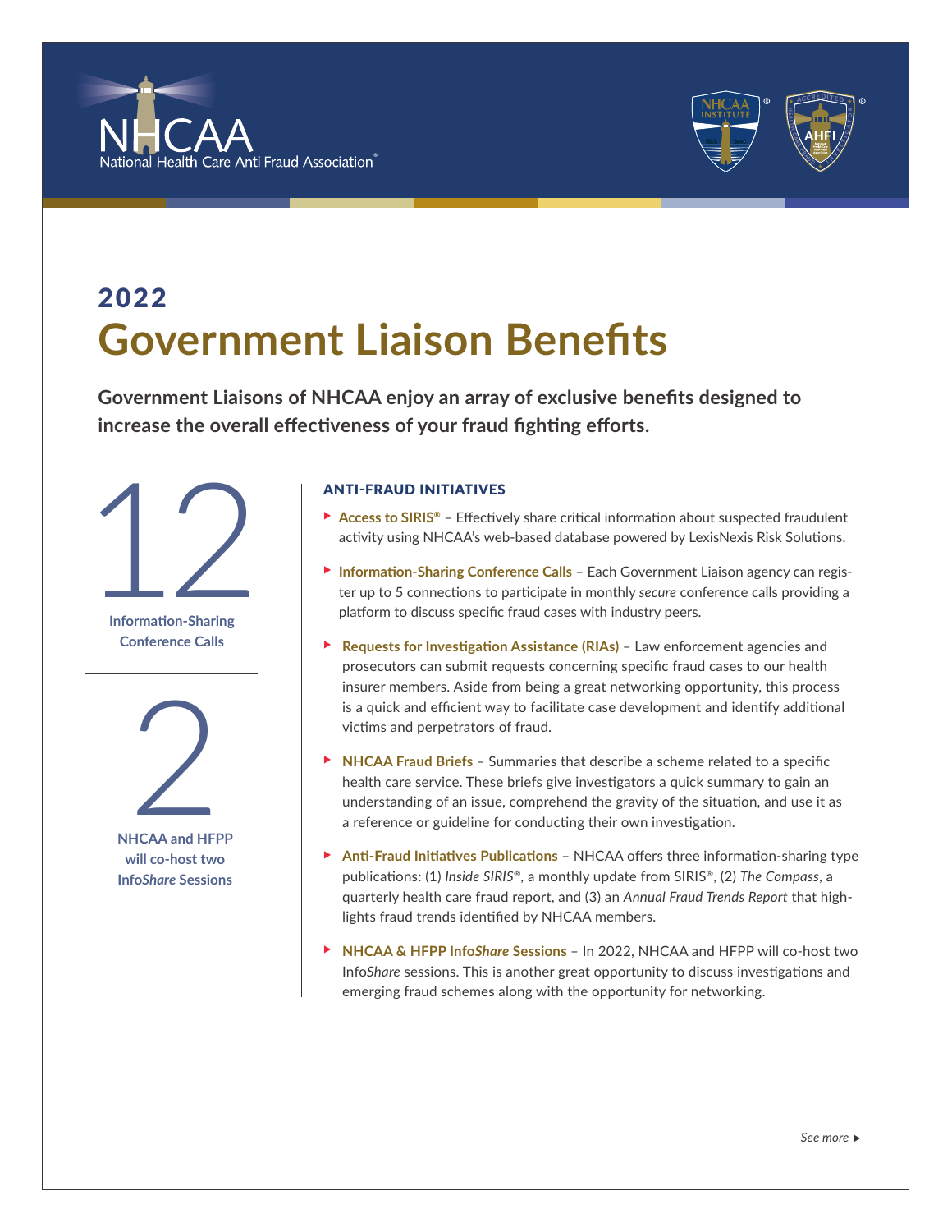NHCAA
National Health Care Anti-Fraud Association®

# 2022
# Government Liaison Benefits

**Government Liaisons of NHCAA enjoy an array of exclusive benefits designed to increase the overall effectiveness of your fraud fighting efforts.**

**12**
**Information-Sharing Conference Calls**

**2**
**NHCAA and HFPP will co-host two Info*Share* Sessions**

### ANTI-FRAUD INITIATIVES

- **Access to SIRIS®** – Effectively share critical information about suspected fraudulent activity using NHCAA's web-based database powered by LexisNexis Risk Solutions.
- **Information-Sharing Conference Calls** – Each Government Liaison agency can register up to 5 connections to participate in monthly *secure* conference calls providing a platform to discuss specific fraud cases with industry peers.
- **Requests for Investigation Assistance (RIAs)** – Law enforcement agencies and prosecutors can submit requests concerning specific fraud cases to our health insurer members. Aside from being a great networking opportunity, this process is a quick and efficient way to facilitate case development and identify additional victims and perpetrators of fraud.
- **NHCAA Fraud Briefs** – Summaries that describe a scheme related to a specific health care service. These briefs give investigators a quick summary to gain an understanding of an issue, comprehend the gravity of the situation, and use it as a reference or guideline for conducting their own investigation.
- **Anti-Fraud Initiatives Publications** – NHCAA offers three information-sharing type publications: (1) *Inside SIRIS®*, a monthly update from SIRIS®, (2) *The Compass*, a quarterly health care fraud report, and (3) an *Annual Fraud Trends Report* that highlights fraud trends identified by NHCAA members.
- **NHCAA & HFPP Info*Share* Sessions** – In 2022, NHCAA and HFPP will co-host two Info*Share* sessions. This is another great opportunity to discuss investigations and emerging fraud schemes along with the opportunity for networking.

*See more* ▶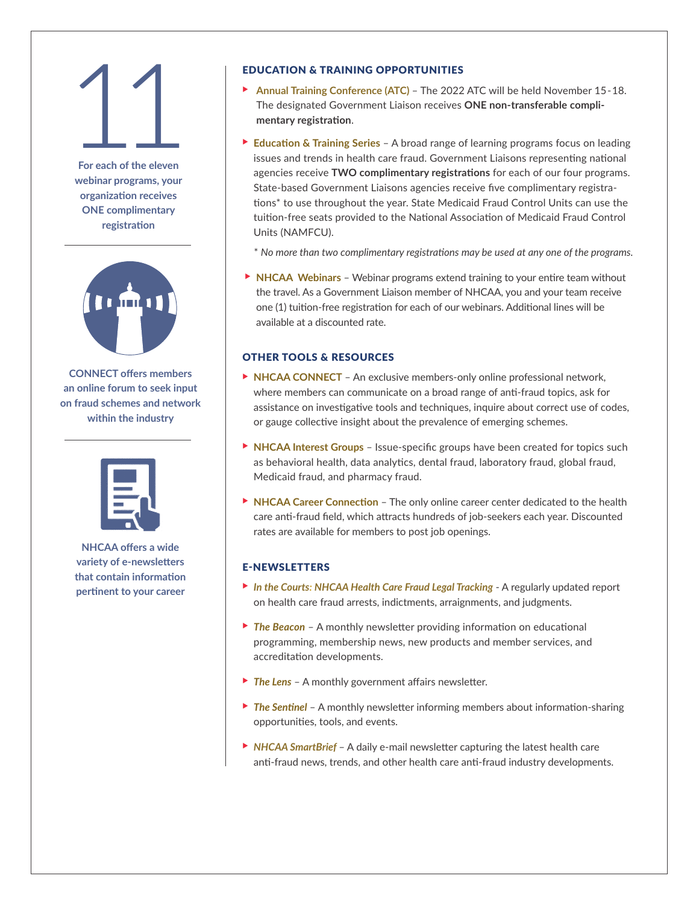11

**For each of the eleven webinar programs, your organization receives ONE complimentary registration**

**CONNECT offers members an online forum to seek input on fraud schemes and network within the industry**

**NHCAA offers a wide variety of e-newsletters that contain information pertinent to your career**

## EDUCATION & TRAINING OPPORTUNITIES

- **Annual Training Conference (ATC)** – The 2022 ATC will be held November 15-18. The designated Government Liaison receives **ONE non-transferable complimentary registration**.
- **Education & Training Series** – A broad range of learning programs focus on leading issues and trends in health care fraud. Government Liaisons representing national agencies receive **TWO complimentary registrations** for each of our four programs. State-based Government Liaisons agencies receive five complimentary registrations* to use throughout the year. State Medicaid Fraud Control Units can use the tuition-free seats provided to the National Association of Medicaid Fraud Control Units (NAMFCU).

  \* *No more than two complimentary registrations may be used at any one of the programs.*

- **NHCAA Webinars** – Webinar programs extend training to your entire team without the travel. As a Government Liaison member of NHCAA, you and your team receive one (1) tuition-free registration for each of our webinars. Additional lines will be available at a discounted rate.

## OTHER TOOLS & RESOURCES

- **NHCAA CONNECT** – An exclusive members-only online professional network, where members can communicate on a broad range of anti-fraud topics, ask for assistance on investigative tools and techniques, inquire about correct use of codes, or gauge collective insight about the prevalence of emerging schemes.
- **NHCAA Interest Groups** – Issue-specific groups have been created for topics such as behavioral health, data analytics, dental fraud, laboratory fraud, global fraud, Medicaid fraud, and pharmacy fraud.
- **NHCAA Career Connection** – The only online career center dedicated to the health care anti-fraud field, which attracts hundreds of job-seekers each year. Discounted rates are available for members to post job openings.

## E-NEWSLETTERS

- ***In the Courts: NHCAA Health Care Fraud Legal Tracking*** - A regularly updated report on health care fraud arrests, indictments, arraignments, and judgments.
- ***The Beacon*** – A monthly newsletter providing information on educational programming, membership news, new products and member services, and accreditation developments.
- ***The Lens*** – A monthly government affairs newsletter.
- ***The Sentinel*** – A monthly newsletter informing members about information-sharing opportunities, tools, and events.
- ***NHCAA SmartBrief*** – A daily e-mail newsletter capturing the latest health care anti-fraud news, trends, and other health care anti-fraud industry developments.